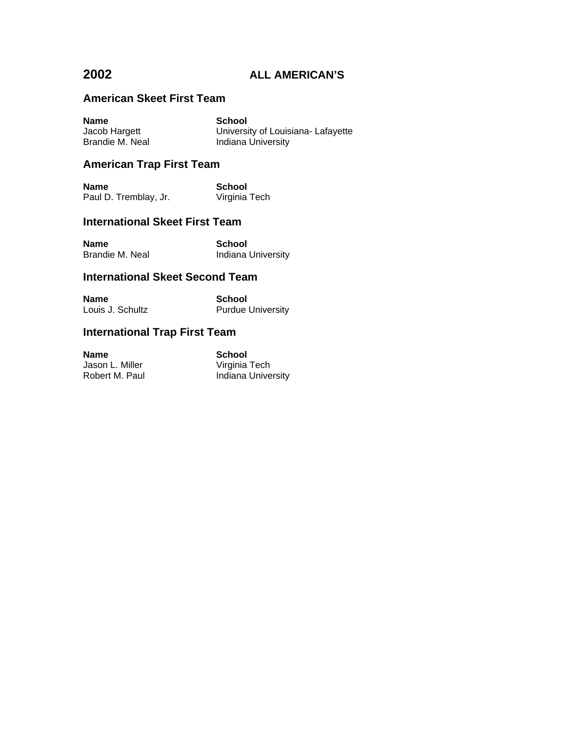# 2002 ALL AMERICAN'S

## American Skeet First Team

| Name | School |
|---|---|
| Jacob Hargett | University of Louisiana- Lafayette |
| Brandie M. Neal | Indiana University |

## American Trap First Team

| Name | School |
|---|---|
| Paul D. Tremblay, Jr. | Virginia Tech |

## International Skeet First Team

| Name | School |
|---|---|
| Brandie M. Neal | Indiana University |

## International Skeet Second Team

| Name | School |
|---|---|
| Louis J. Schultz | Purdue University |

## International Trap First Team

| Name | School |
|---|---|
| Jason L. Miller | Virginia Tech |
| Robert M. Paul | Indiana University |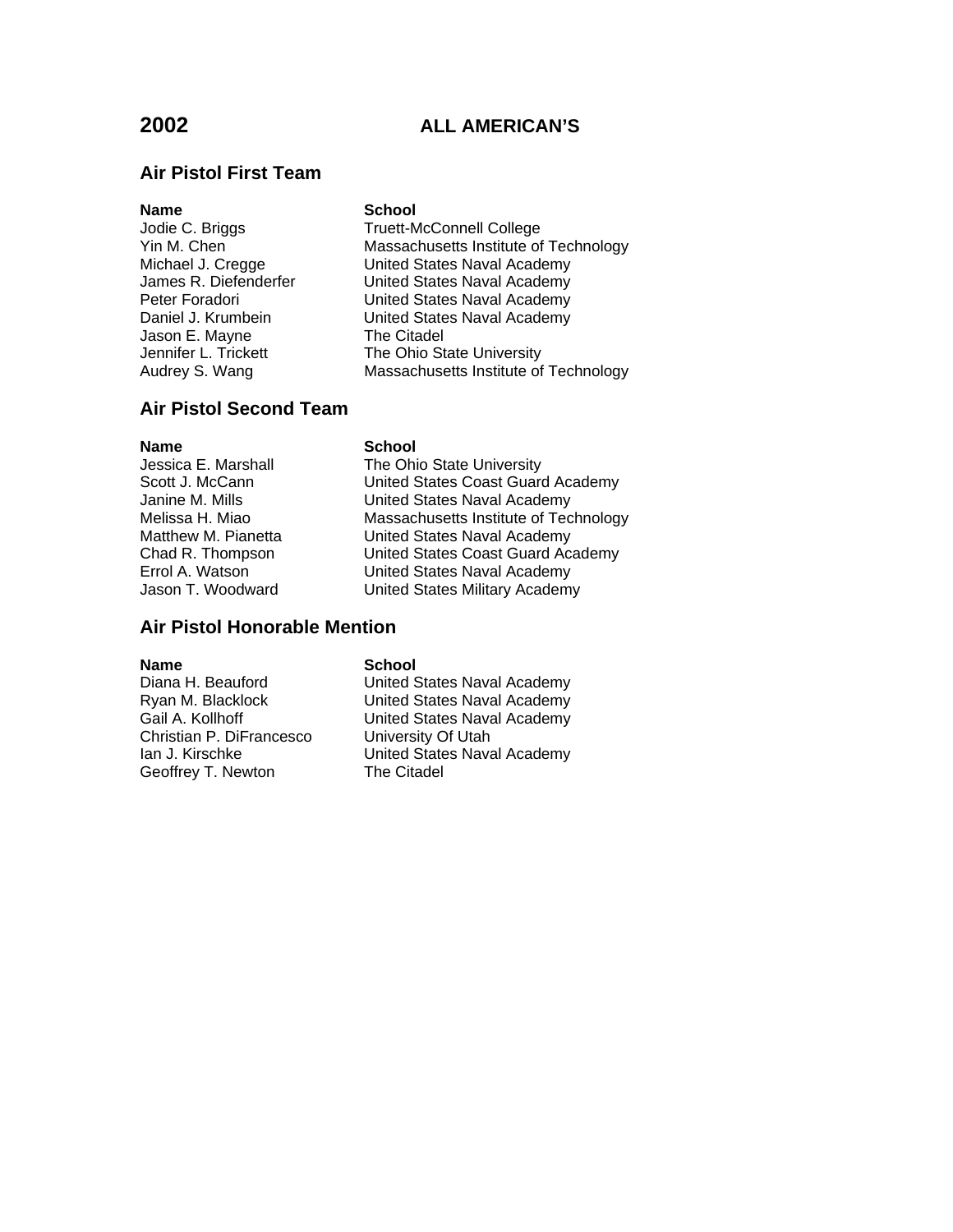# 2002 ALL AMERICAN'S

## Air Pistol First Team

| Name | School |
|---|---|
| Jodie C. Briggs | Truett-McConnell College |
| Yin M. Chen | Massachusetts Institute of Technology |
| Michael J. Cregge | United States Naval Academy |
| James R. Diefenderfer | United States Naval Academy |
| Peter Foradori | United States Naval Academy |
| Daniel J. Krumbein | United States Naval Academy |
| Jason E. Mayne | The Citadel |
| Jennifer L. Trickett | The Ohio State University |
| Audrey S. Wang | Massachusetts Institute of Technology |

## Air Pistol Second Team

| Name | School |
|---|---|
| Jessica E. Marshall | The Ohio State University |
| Scott J. McCann | United States Coast Guard Academy |
| Janine M. Mills | United States Naval Academy |
| Melissa H. Miao | Massachusetts Institute of Technology |
| Matthew M. Pianetta | United States Naval Academy |
| Chad R. Thompson | United States Coast Guard Academy |
| Errol A. Watson | United States Naval Academy |
| Jason T. Woodward | United States Military Academy |

## Air Pistol Honorable Mention

| Name | School |
|---|---|
| Diana H. Beauford | United States Naval Academy |
| Ryan M. Blacklock | United States Naval Academy |
| Gail A. Kollhoff | United States Naval Academy |
| Christian P. DiFrancesco | University Of Utah |
| Ian J. Kirschke | United States Naval Academy |
| Geoffrey T. Newton | The Citadel |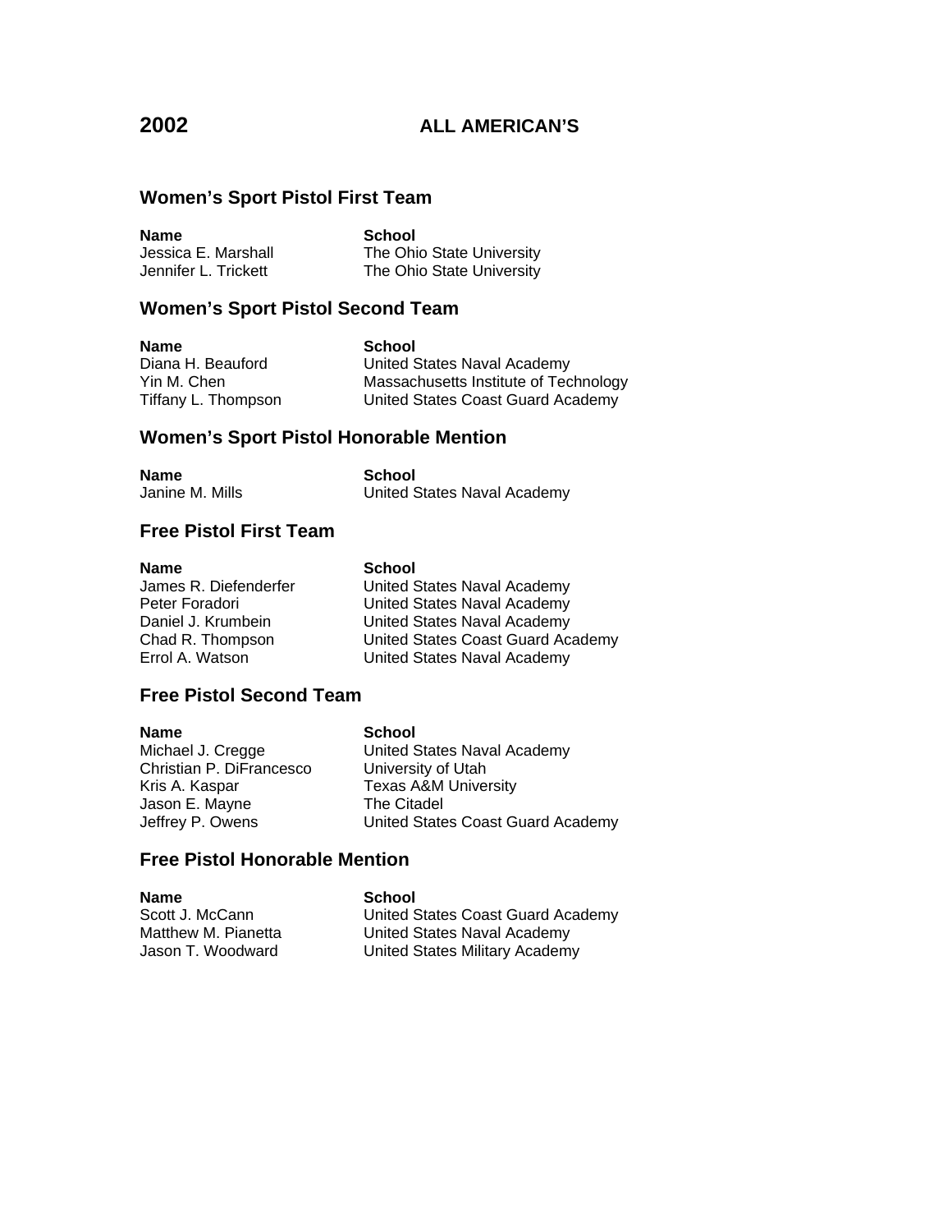# 2002 ALL AMERICAN'S

## Women's Sport Pistol First Team

| Name | School |
|---|---|
| Jessica E. Marshall | The Ohio State University |
| Jennifer L. Trickett | The Ohio State University |

## Women's Sport Pistol Second Team

| Name | School |
|---|---|
| Diana H. Beauford | United States Naval Academy |
| Yin M. Chen | Massachusetts Institute of Technology |
| Tiffany L. Thompson | United States Coast Guard Academy |

## Women's Sport Pistol Honorable Mention

| Name | School |
|---|---|
| Janine M. Mills | United States Naval Academy |

## Free Pistol First Team

| Name | School |
|---|---|
| James R. Diefenderfer | United States Naval Academy |
| Peter Foradori | United States Naval Academy |
| Daniel J. Krumbein | United States Naval Academy |
| Chad R. Thompson | United States Coast Guard Academy |
| Errol A. Watson | United States Naval Academy |

## Free Pistol Second Team

| Name | School |
|---|---|
| Michael J. Cregge | United States Naval Academy |
| Christian P. DiFrancesco | University of Utah |
| Kris A. Kaspar | Texas A&M University |
| Jason E. Mayne | The Citadel |
| Jeffrey P. Owens | United States Coast Guard Academy |

## Free Pistol Honorable Mention

| Name | School |
|---|---|
| Scott J. McCann | United States Coast Guard Academy |
| Matthew M. Pianetta | United States Naval Academy |
| Jason T. Woodward | United States Military Academy |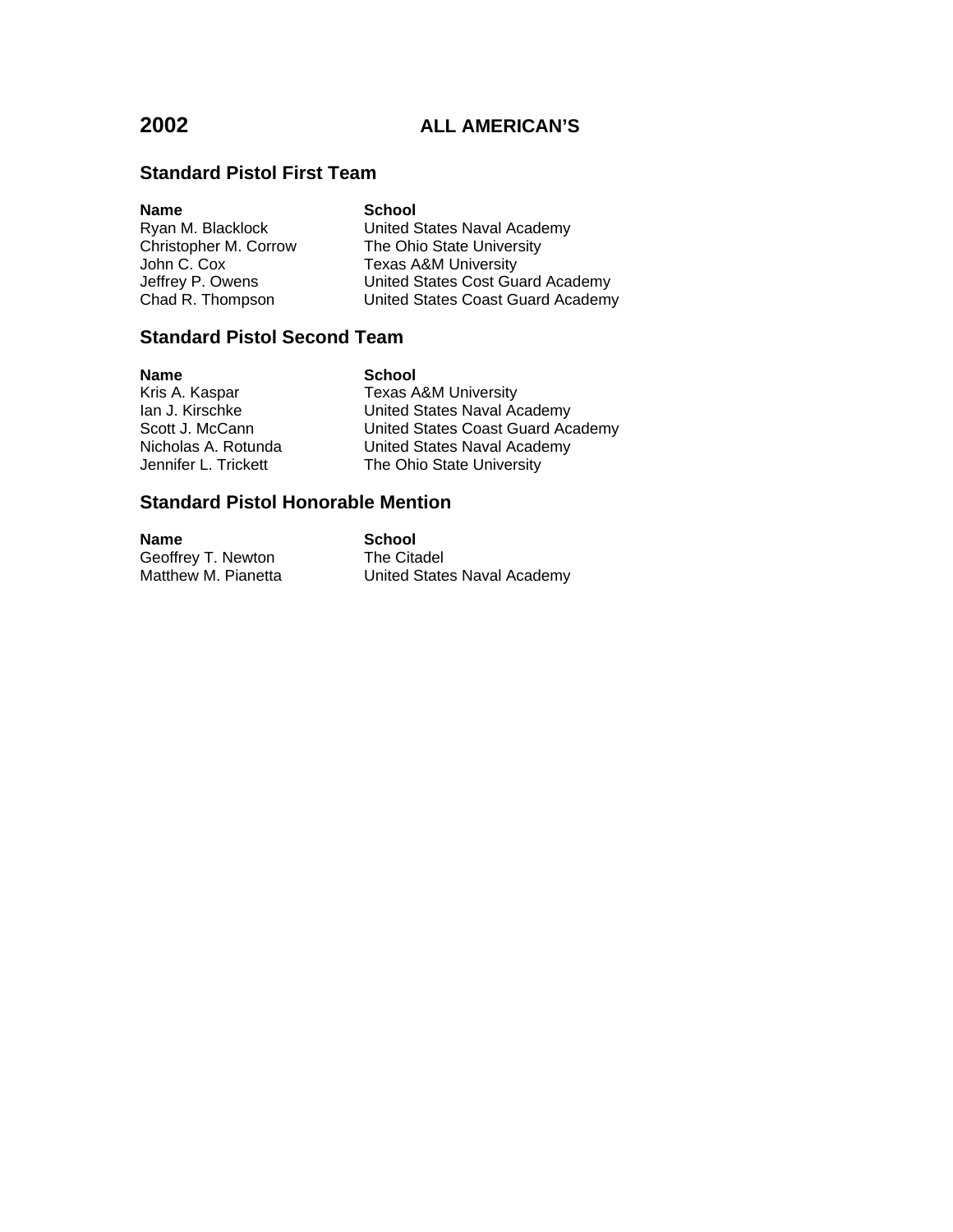# 2002 ALL AMERICAN'S

## Standard Pistol First Team

| Name | School |
|---|---|
| Ryan M. Blacklock | United States Naval Academy |
| Christopher M. Corrow | The Ohio State University |
| John C. Cox | Texas A&M University |
| Jeffrey P. Owens | United States Cost Guard Academy |
| Chad R. Thompson | United States Coast Guard Academy |

## Standard Pistol Second Team

| Name | School |
|---|---|
| Kris A. Kaspar | Texas A&M University |
| Ian J. Kirschke | United States Naval Academy |
| Scott J. McCann | United States Coast Guard Academy |
| Nicholas A. Rotunda | United States Naval Academy |
| Jennifer L. Trickett | The Ohio State University |

## Standard Pistol Honorable Mention

| Name | School |
|---|---|
| Geoffrey T. Newton | The Citadel |
| Matthew M. Pianetta | United States Naval Academy |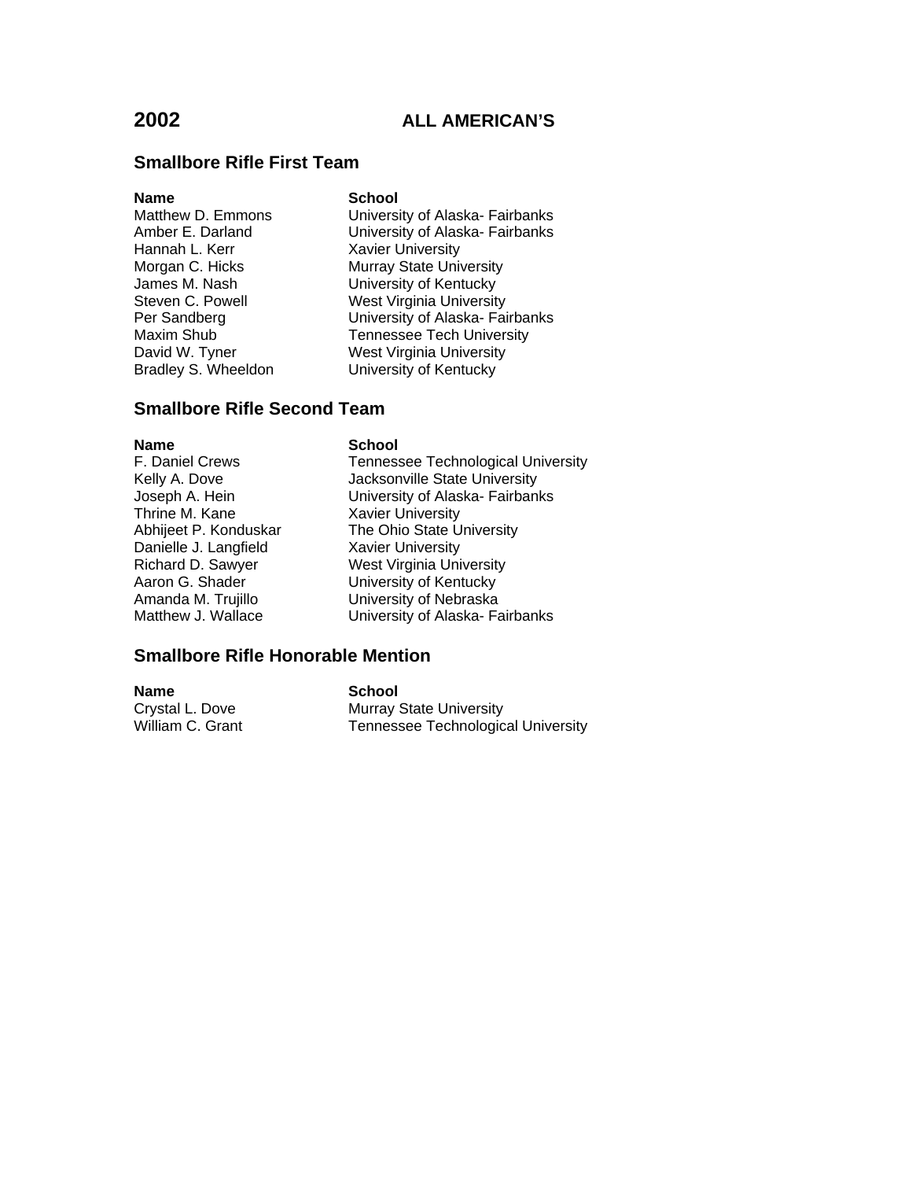# 2002 ALL AMERICAN'S

## Smallbore Rifle First Team

| Name | School |
|---|---|
| Matthew D. Emmons | University of Alaska- Fairbanks |
| Amber E. Darland | University of Alaska- Fairbanks |
| Hannah L. Kerr | Xavier University |
| Morgan C. Hicks | Murray State University |
| James M. Nash | University of Kentucky |
| Steven C. Powell | West Virginia University |
| Per Sandberg | University of Alaska- Fairbanks |
| Maxim Shub | Tennessee Tech University |
| David W. Tyner | West Virginia University |
| Bradley S. Wheeldon | University of Kentucky |

## Smallbore Rifle Second Team

| Name | School |
|---|---|
| F. Daniel Crews | Tennessee Technological University |
| Kelly A. Dove | Jacksonville State University |
| Joseph A. Hein | University of Alaska- Fairbanks |
| Thrine M. Kane | Xavier University |
| Abhijeet P. Konduskar | The Ohio State University |
| Danielle J. Langfield | Xavier University |
| Richard D. Sawyer | West Virginia University |
| Aaron G. Shader | University of Kentucky |
| Amanda M. Trujillo | University of Nebraska |
| Matthew J. Wallace | University of Alaska- Fairbanks |

## Smallbore Rifle Honorable Mention

| Name | School |
|---|---|
| Crystal L. Dove | Murray State University |
| William C. Grant | Tennessee Technological University |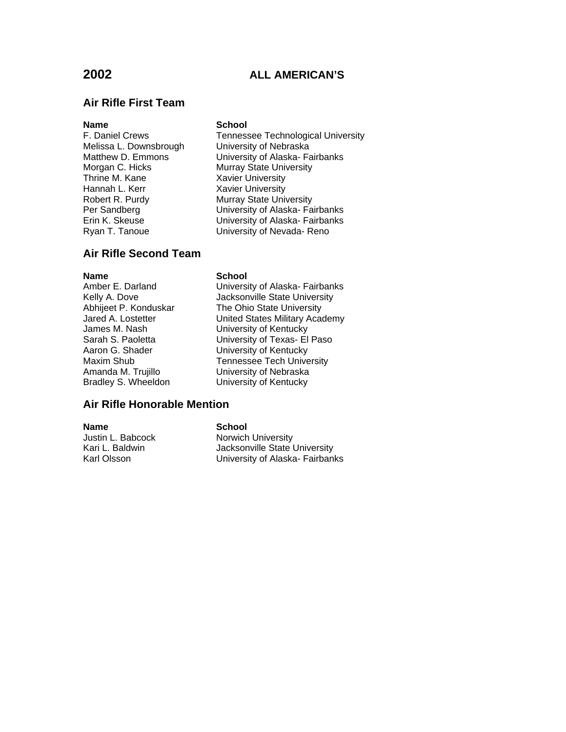# 2002 ALL AMERICAN'S

## Air Rifle First Team

| Name | School |
|---|---|
| F. Daniel Crews | Tennessee Technological University |
| Melissa L. Downsbrough | University of Nebraska |
| Matthew D. Emmons | University of Alaska- Fairbanks |
| Morgan C. Hicks | Murray State University |
| Thrine M. Kane | Xavier University |
| Hannah L. Kerr | Xavier University |
| Robert R. Purdy | Murray State University |
| Per Sandberg | University of Alaska- Fairbanks |
| Erin K. Skeuse | University of Alaska- Fairbanks |
| Ryan T. Tanoue | University of Nevada- Reno |

## Air Rifle Second Team

| Name | School |
|---|---|
| Amber E. Darland | University of Alaska- Fairbanks |
| Kelly A. Dove | Jacksonville State University |
| Abhijeet P. Konduskar | The Ohio State University |
| Jared A. Lostetter | United States Military Academy |
| James M. Nash | University of Kentucky |
| Sarah S. Paoletta | University of Texas- El Paso |
| Aaron G. Shader | University of Kentucky |
| Maxim Shub | Tennessee Tech University |
| Amanda M. Trujillo | University of Nebraska |
| Bradley S. Wheeldon | University of Kentucky |

## Air Rifle Honorable Mention

| Name | School |
|---|---|
| Justin L. Babcock | Norwich University |
| Kari L. Baldwin | Jacksonville State University |
| Karl Olsson | University of Alaska- Fairbanks |